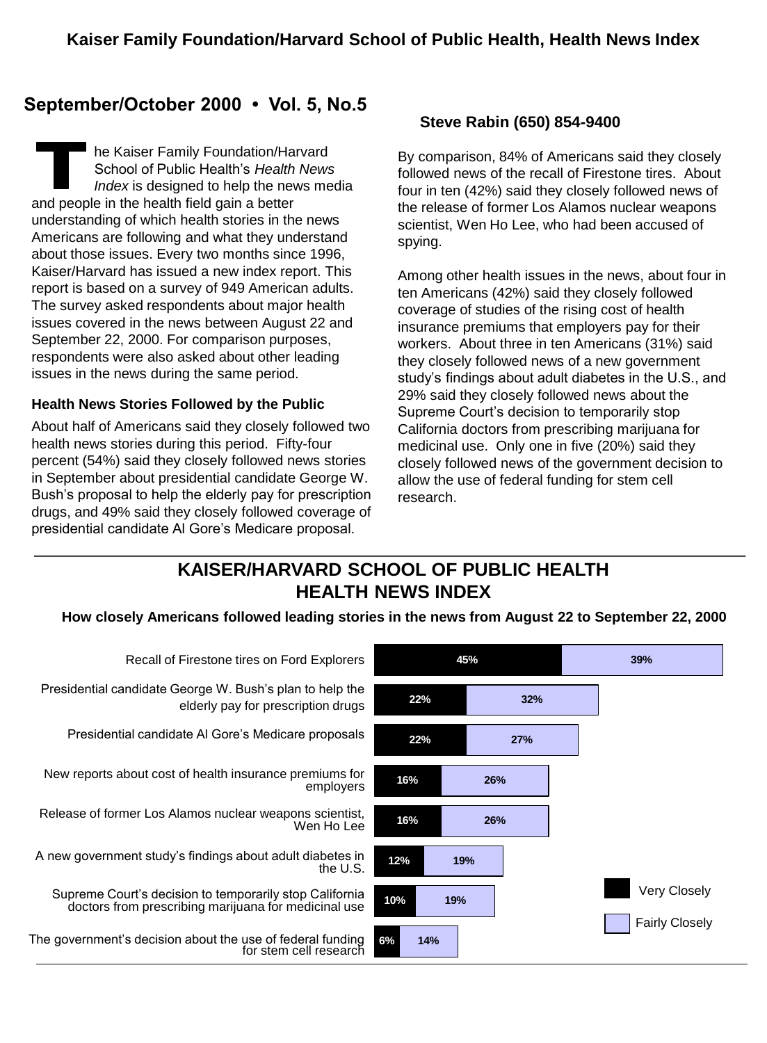# Kaiser Family Foundation/Harvard School of Public Health, Health News Index

## September/October 2000 • Vol. 5, No.5

The Kaiser Family Foundation/Harvard School of Public Health's *Health News Index* is designed to help the news media and people in the health field gain a better understanding of which health stories in the news Americans are following and what they understand about those issues. Every two months since 1996, Kaiser/Harvard has issued a new index report. This report is based on a survey of 949 American adults. The survey asked respondents about major health issues covered in the news between August 22 and September 22, 2000. For comparison purposes, respondents were also asked about other leading issues in the news during the same period.

### Health News Stories Followed by the Public

About half of Americans said they closely followed two health news stories during this period. Fifty-four percent (54%) said they closely followed news stories in September about presidential candidate George W. Bush's proposal to help the elderly pay for prescription drugs, and 49% said they closely followed coverage of presidential candidate Al Gore's Medicare proposal.

**Steve Rabin (650) 854-9400**

By comparison, 84% of Americans said they closely followed news of the recall of Firestone tires. About four in ten (42%) said they closely followed news of the release of former Los Alamos nuclear weapons scientist, Wen Ho Lee, who had been accused of spying.

Among other health issues in the news, about four in ten Americans (42%) said they closely followed coverage of studies of the rising cost of health insurance premiums that employers pay for their workers. About three in ten Americans (31%) said they closely followed news of a new government study's findings about adult diabetes in the U.S., and 29% said they closely followed news about the Supreme Court's decision to temporarily stop California doctors from prescribing marijuana for medicinal use. Only one in five (20%) said they closely followed news of the government decision to allow the use of federal funding for stem cell research.

## KAISER/HARVARD SCHOOL OF PUBLIC HEALTH HEALTH NEWS INDEX

**How closely Americans followed leading stories in the news from August 22 to September 22, 2000**

| Story | Very Closely | Fairly Closely |
|---|---|---|
| Recall of Firestone tires on Ford Explorers | 45% | 39% |
| Presidential candidate George W. Bush's plan to help the elderly pay for prescription drugs | 22% | 32% |
| Presidential candidate Al Gore's Medicare proposals | 22% | 27% |
| New reports about cost of health insurance premiums for employers | 16% | 26% |
| Release of former Los Alamos nuclear weapons scientist, Wen Ho Lee | 16% | 26% |
| A new government study's findings about adult diabetes in the U.S. | 12% | 19% |
| Supreme Court's decision to temporarily stop California doctors from prescribing marijuana for medicinal use | 10% | 19% |
| The government's decision about the use of federal funding for stem cell research | 6% | 14% |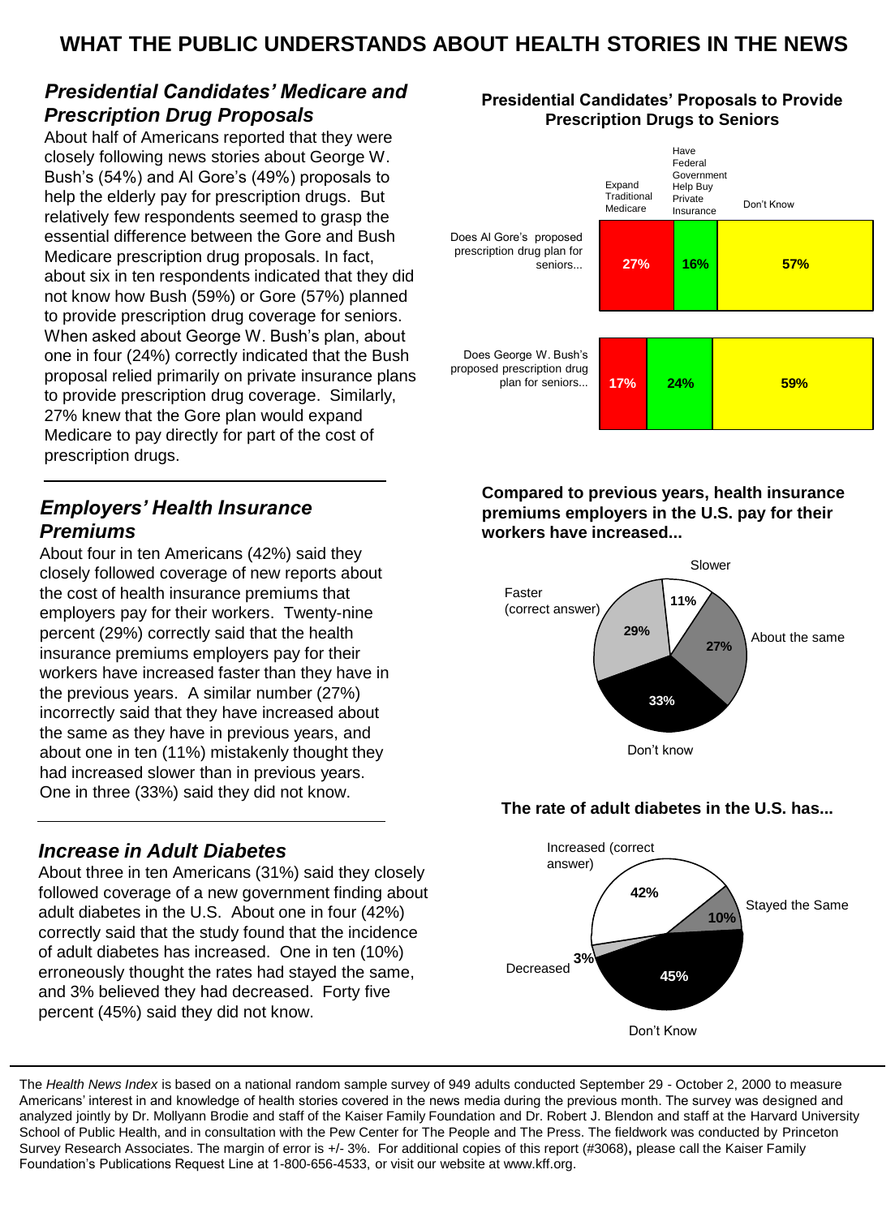# WHAT THE PUBLIC UNDERSTANDS ABOUT HEALTH STORIES IN THE NEWS

## *Presidential Candidates' Medicare and Prescription Drug Proposals*

About half of Americans reported that they were closely following news stories about George W. Bush's (54%) and Al Gore's (49%) proposals to help the elderly pay for prescription drugs. But relatively few respondents seemed to grasp the essential difference between the Gore and Bush Medicare prescription drug proposals. In fact, about six in ten respondents indicated that they did not know how Bush (59%) or Gore (57%) planned to provide prescription drug coverage for seniors. When asked about George W. Bush's plan, about one in four (24%) correctly indicated that the Bush proposal relied primarily on private insurance plans to provide prescription drug coverage. Similarly, 27% knew that the Gore plan would expand Medicare to pay directly for part of the cost of prescription drugs.

**Presidential Candidates' Proposals to Provide Prescription Drugs to Seniors**

Expand Traditional Medicare
Have Federal Government Help Buy Private Insurance
Don't Know

Does Al Gore's proposed prescription drug plan for seniors... 27% 16% 57%

Does George W. Bush's proposed prescription drug plan for seniors... 17% 24% 59%

## *Employers' Health Insurance Premiums*

About four in ten Americans (42%) said they closely followed coverage of new reports about the cost of health insurance premiums that employers pay for their workers. Twenty-nine percent (29%) correctly said that the health insurance premiums employers pay for their workers have increased faster than they have in the previous years. A similar number (27%) incorrectly said that they have increased about the same as they have in previous years, and about one in ten (11%) mistakenly thought they had increased slower than in previous years. One in three (33%) said they did not know.

**Compared to previous years, health insurance premiums employers in the U.S. pay for their workers have increased...**

Slower 11%
About the same 27%
Don't know 33%
Faster (correct answer) 29%

## *Increase in Adult Diabetes*

About three in ten Americans (31%) said they closely followed coverage of a new government finding about adult diabetes in the U.S. About one in four (42%) correctly said that the study found that the incidence of adult diabetes has increased. One in ten (10%) erroneously thought the rates had stayed the same, and 3% believed they had decreased. Forty five percent (45%) said they did not know.

**The rate of adult diabetes in the U.S. has...**

Increased (correct answer) 42%
Stayed the Same 10%
Don't Know 45%
Decreased 3%

---

The *Health News Index* is based on a national random sample survey of 949 adults conducted September 29 - October 2, 2000 to measure Americans' interest in and knowledge of health stories covered in the news media during the previous month. The survey was designed and analyzed jointly by Dr. Mollyann Brodie and staff of the Kaiser Family Foundation and Dr. Robert J. Blendon and staff at the Harvard University School of Public Health, and in consultation with the Pew Center for The People and The Press. The fieldwork was conducted by Princeton Survey Research Associates. The margin of error is +/- 3%. For additional copies of this report (#3068), please call the Kaiser Family Foundation's Publications Request Line at 1-800-656-4533, or visit our website at www.kff.org.